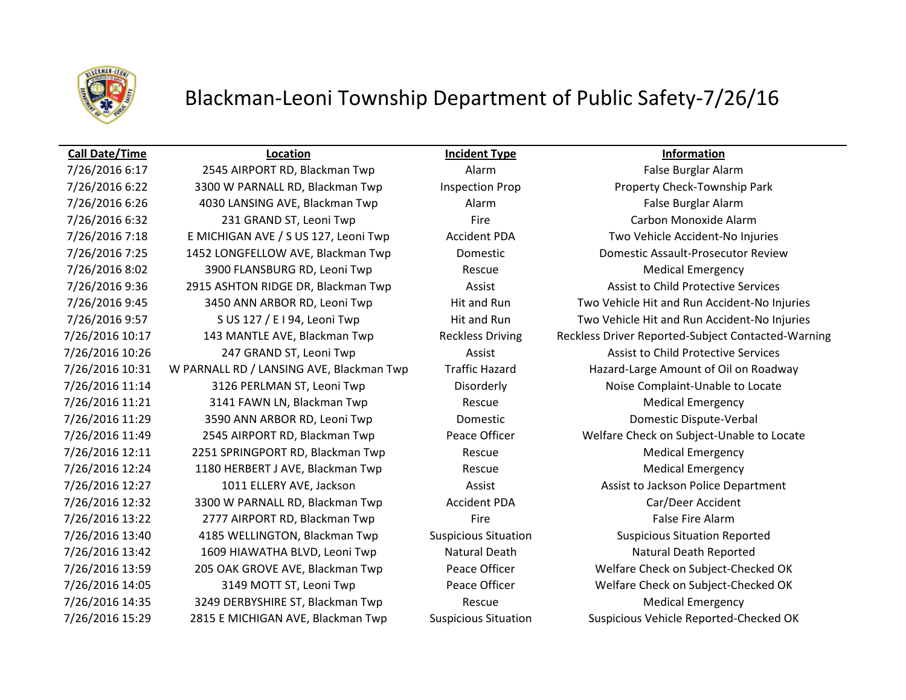# Blackman-Leoni Township Department of Public Safety-7/26/16

| Call Date/Time | Location | Incident Type | Information |
|---|---|---|---|
| 7/26/2016 6:17 | 2545 AIRPORT RD, Blackman Twp | Alarm | False Burglar Alarm |
| 7/26/2016 6:22 | 3300 W PARNALL RD, Blackman Twp | Inspection Prop | Property Check-Township Park |
| 7/26/2016 6:26 | 4030 LANSING AVE, Blackman Twp | Alarm | False Burglar Alarm |
| 7/26/2016 6:32 | 231 GRAND ST, Leoni Twp | Fire | Carbon Monoxide Alarm |
| 7/26/2016 7:18 | E MICHIGAN AVE / S US 127, Leoni Twp | Accident PDA | Two Vehicle Accident-No Injuries |
| 7/26/2016 7:25 | 1452 LONGFELLOW AVE, Blackman Twp | Domestic | Domestic Assault-Prosecutor Review |
| 7/26/2016 8:02 | 3900 FLANSBURG RD, Leoni Twp | Rescue | Medical Emergency |
| 7/26/2016 9:36 | 2915 ASHTON RIDGE DR, Blackman Twp | Assist | Assist to Child Protective Services |
| 7/26/2016 9:45 | 3450 ANN ARBOR RD, Leoni Twp | Hit and Run | Two Vehicle Hit and Run Accident-No Injuries |
| 7/26/2016 9:57 | S US 127 / E I 94, Leoni Twp | Hit and Run | Two Vehicle Hit and Run Accident-No Injuries |
| 7/26/2016 10:17 | 143 MANTLE AVE, Blackman Twp | Reckless Driving | Reckless Driver Reported-Subject Contacted-Warning |
| 7/26/2016 10:26 | 247 GRAND ST, Leoni Twp | Assist | Assist to Child Protective Services |
| 7/26/2016 10:31 | W PARNALL RD / LANSING AVE, Blackman Twp | Traffic Hazard | Hazard-Large Amount of Oil on Roadway |
| 7/26/2016 11:14 | 3126 PERLMAN ST, Leoni Twp | Disorderly | Noise Complaint-Unable to Locate |
| 7/26/2016 11:21 | 3141 FAWN LN, Blackman Twp | Rescue | Medical Emergency |
| 7/26/2016 11:29 | 3590 ANN ARBOR RD, Leoni Twp | Domestic | Domestic Dispute-Verbal |
| 7/26/2016 11:49 | 2545 AIRPORT RD, Blackman Twp | Peace Officer | Welfare Check on Subject-Unable to Locate |
| 7/26/2016 12:11 | 2251 SPRINGPORT RD, Blackman Twp | Rescue | Medical Emergency |
| 7/26/2016 12:24 | 1180 HERBERT J AVE, Blackman Twp | Rescue | Medical Emergency |
| 7/26/2016 12:27 | 1011 ELLERY AVE, Jackson | Assist | Assist to Jackson Police Department |
| 7/26/2016 12:32 | 3300 W PARNALL RD, Blackman Twp | Accident PDA | Car/Deer Accident |
| 7/26/2016 13:22 | 2777 AIRPORT RD, Blackman Twp | Fire | False Fire Alarm |
| 7/26/2016 13:40 | 4185 WELLINGTON, Blackman Twp | Suspicious Situation | Suspicious Situation Reported |
| 7/26/2016 13:42 | 1609 HIAWATHA BLVD, Leoni Twp | Natural Death | Natural Death Reported |
| 7/26/2016 13:59 | 205 OAK GROVE AVE, Blackman Twp | Peace Officer | Welfare Check on Subject-Checked OK |
| 7/26/2016 14:05 | 3149 MOTT ST, Leoni Twp | Peace Officer | Welfare Check on Subject-Checked OK |
| 7/26/2016 14:35 | 3249 DERBYSHIRE ST, Blackman Twp | Rescue | Medical Emergency |
| 7/26/2016 15:29 | 2815 E MICHIGAN AVE, Blackman Twp | Suspicious Situation | Suspicious Vehicle Reported-Checked OK |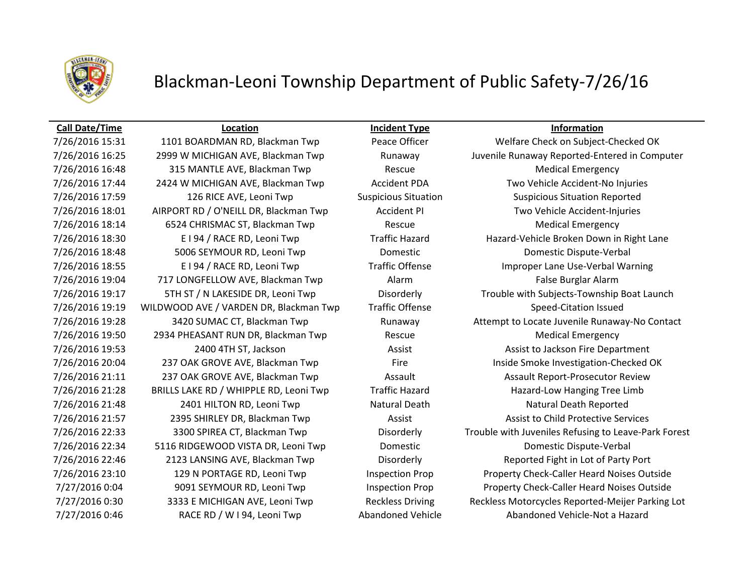# Blackman-Leoni Township Department of Public Safety-7/26/16

| Call Date/Time | Location | Incident Type | Information |
|---|---|---|---|
| 7/26/2016 15:31 | 1101 BOARDMAN RD, Blackman Twp | Peace Officer | Welfare Check on Subject-Checked OK |
| 7/26/2016 16:25 | 2999 W MICHIGAN AVE, Blackman Twp | Runaway | Juvenile Runaway Reported-Entered in Computer |
| 7/26/2016 16:48 | 315 MANTLE AVE, Blackman Twp | Rescue | Medical Emergency |
| 7/26/2016 17:44 | 2424 W MICHIGAN AVE, Blackman Twp | Accident PDA | Two Vehicle Accident-No Injuries |
| 7/26/2016 17:59 | 126 RICE AVE, Leoni Twp | Suspicious Situation | Suspicious Situation Reported |
| 7/26/2016 18:01 | AIRPORT RD / O'NEILL DR, Blackman Twp | Accident PI | Two Vehicle Accident-Injuries |
| 7/26/2016 18:14 | 6524 CHRISMAC ST, Blackman Twp | Rescue | Medical Emergency |
| 7/26/2016 18:30 | E I 94 / RACE RD, Leoni Twp | Traffic Hazard | Hazard-Vehicle Broken Down in Right Lane |
| 7/26/2016 18:48 | 5006 SEYMOUR RD, Leoni Twp | Domestic | Domestic Dispute-Verbal |
| 7/26/2016 18:55 | E I 94 / RACE RD, Leoni Twp | Traffic Offense | Improper Lane Use-Verbal Warning |
| 7/26/2016 19:04 | 717 LONGFELLOW AVE, Blackman Twp | Alarm | False Burglar Alarm |
| 7/26/2016 19:17 | 5TH ST / N LAKESIDE DR, Leoni Twp | Disorderly | Trouble with Subjects-Township Boat Launch |
| 7/26/2016 19:19 | WILDWOOD AVE / VARDEN DR, Blackman Twp | Traffic Offense | Speed-Citation Issued |
| 7/26/2016 19:28 | 3420 SUMAC CT, Blackman Twp | Runaway | Attempt to Locate Juvenile Runaway-No Contact |
| 7/26/2016 19:50 | 2934 PHEASANT RUN DR, Blackman Twp | Rescue | Medical Emergency |
| 7/26/2016 19:53 | 2400 4TH ST, Jackson | Assist | Assist to Jackson Fire Department |
| 7/26/2016 20:04 | 237 OAK GROVE AVE, Blackman Twp | Fire | Inside Smoke Investigation-Checked OK |
| 7/26/2016 21:11 | 237 OAK GROVE AVE, Blackman Twp | Assault | Assault Report-Prosecutor Review |
| 7/26/2016 21:28 | BRILLS LAKE RD / WHIPPLE RD, Leoni Twp | Traffic Hazard | Hazard-Low Hanging Tree Limb |
| 7/26/2016 21:48 | 2401 HILTON RD, Leoni Twp | Natural Death | Natural Death Reported |
| 7/26/2016 21:57 | 2395 SHIRLEY DR, Blackman Twp | Assist | Assist to Child Protective Services |
| 7/26/2016 22:33 | 3300 SPIREA CT, Blackman Twp | Disorderly | Trouble with Juveniles Refusing to Leave-Park Forest |
| 7/26/2016 22:34 | 5116 RIDGEWOOD VISTA DR, Leoni Twp | Domestic | Domestic Dispute-Verbal |
| 7/26/2016 22:46 | 2123 LANSING AVE, Blackman Twp | Disorderly | Reported Fight in Lot of Party Port |
| 7/26/2016 23:10 | 129 N PORTAGE RD, Leoni Twp | Inspection Prop | Property Check-Caller Heard Noises Outside |
| 7/27/2016 0:04 | 9091 SEYMOUR RD, Leoni Twp | Inspection Prop | Property Check-Caller Heard Noises Outside |
| 7/27/2016 0:30 | 3333 E MICHIGAN AVE, Leoni Twp | Reckless Driving | Reckless Motorcycles Reported-Meijer Parking Lot |
| 7/27/2016 0:46 | RACE RD / W I 94, Leoni Twp | Abandoned Vehicle | Abandoned Vehicle-Not a Hazard |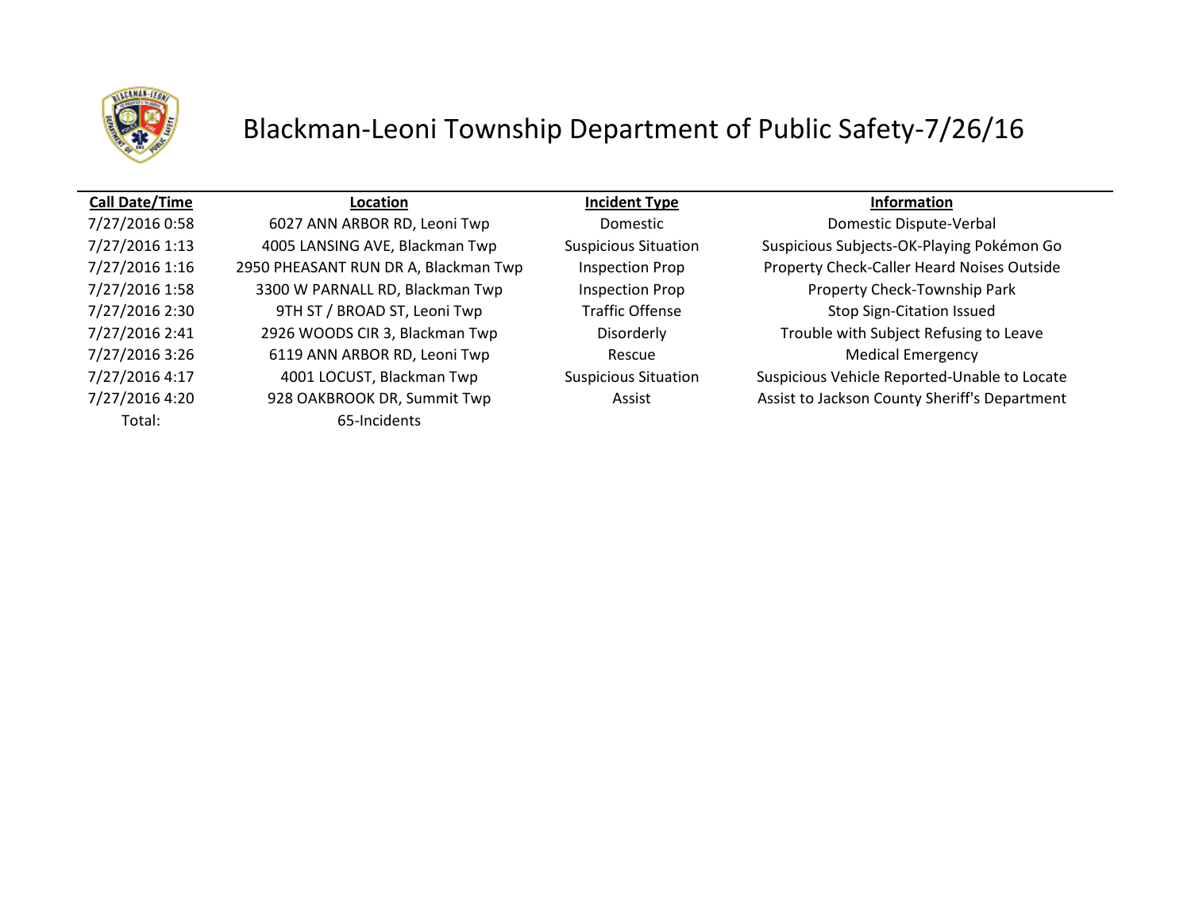# Blackman-Leoni Township Department of Public Safety-7/26/16

| Call Date/Time | Location | Incident Type | Information |
|---|---|---|---|
| 7/27/2016 0:58 | 6027 ANN ARBOR RD, Leoni Twp | Domestic | Domestic Dispute-Verbal |
| 7/27/2016 1:13 | 4005 LANSING AVE, Blackman Twp | Suspicious Situation | Suspicious Subjects-OK-Playing Pokémon Go |
| 7/27/2016 1:16 | 2950 PHEASANT RUN DR A, Blackman Twp | Inspection Prop | Property Check-Caller Heard Noises Outside |
| 7/27/2016 1:58 | 3300 W PARNALL RD, Blackman Twp | Inspection Prop | Property Check-Township Park |
| 7/27/2016 2:30 | 9TH ST / BROAD ST, Leoni Twp | Traffic Offense | Stop Sign-Citation Issued |
| 7/27/2016 2:41 | 2926 WOODS CIR 3, Blackman Twp | Disorderly | Trouble with Subject Refusing to Leave |
| 7/27/2016 3:26 | 6119 ANN ARBOR RD, Leoni Twp | Rescue | Medical Emergency |
| 7/27/2016 4:17 | 4001 LOCUST, Blackman Twp | Suspicious Situation | Suspicious Vehicle Reported-Unable to Locate |
| 7/27/2016 4:20 | 928 OAKBROOK DR, Summit Twp | Assist | Assist to Jackson County Sheriff's Department |
| Total: | 65-Incidents | | |